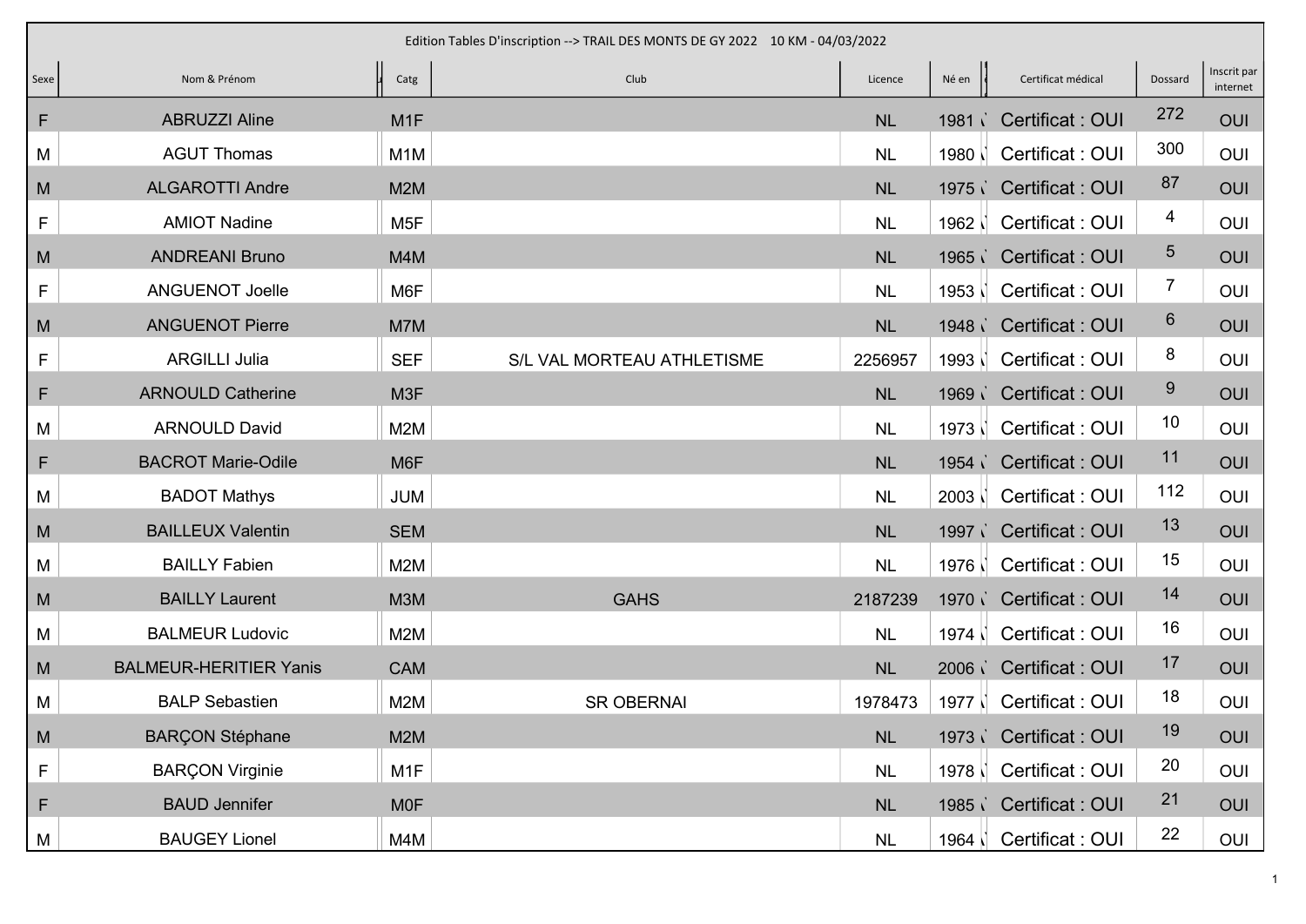Edition Tables D'inscription --> TRAIL DES MONTS DE GY 2022 10 KM - 04/03/2022

| Sexe | Nom & Prénom | Catg | Club | Licence | Né en | Certificat médical | Dossard | Inscrit par internet |
|---|---|---|---|---|---|---|---|---|
| F | ABRUZZI Aline | M1F | | NL | 1981 | Certificat : OUI | 272 | OUI |
| M | AGUT Thomas | M1M | | NL | 1980 | Certificat : OUI | 300 | OUI |
| M | ALGAROTTI Andre | M2M | | NL | 1975 | Certificat : OUI | 87 | OUI |
| F | AMIOT Nadine | M5F | | NL | 1962 | Certificat : OUI | 4 | OUI |
| M | ANDREANI Bruno | M4M | | NL | 1965 | Certificat : OUI | 5 | OUI |
| F | ANGUENOT Joelle | M6F | | NL | 1953 | Certificat : OUI | 7 | OUI |
| M | ANGUENOT Pierre | M7M | | NL | 1948 | Certificat : OUI | 6 | OUI |
| F | ARGILLI Julia | SEF | S/L VAL MORTEAU ATHLETISME | 2256957 | 1993 | Certificat : OUI | 8 | OUI |
| F | ARNOULD Catherine | M3F | | NL | 1969 | Certificat : OUI | 9 | OUI |
| M | ARNOULD David | M2M | | NL | 1973 | Certificat : OUI | 10 | OUI |
| F | BACROT Marie-Odile | M6F | | NL | 1954 | Certificat : OUI | 11 | OUI |
| M | BADOT Mathys | JUM | | NL | 2003 | Certificat : OUI | 112 | OUI |
| M | BAILLEUX Valentin | SEM | | NL | 1997 | Certificat : OUI | 13 | OUI |
| M | BAILLY Fabien | M2M | | NL | 1976 | Certificat : OUI | 15 | OUI |
| M | BAILLY Laurent | M3M | GAHS | 2187239 | 1970 | Certificat : OUI | 14 | OUI |
| M | BALMEUR Ludovic | M2M | | NL | 1974 | Certificat : OUI | 16 | OUI |
| M | BALMEUR-HERITIER Yanis | CAM | | NL | 2006 | Certificat : OUI | 17 | OUI |
| M | BALP Sebastien | M2M | SR OBERNAI | 1978473 | 1977 | Certificat : OUI | 18 | OUI |
| M | BARÇON Stéphane | M2M | | NL | 1973 | Certificat : OUI | 19 | OUI |
| F | BARÇON Virginie | M1F | | NL | 1978 | Certificat : OUI | 20 | OUI |
| F | BAUD Jennifer | M0F | | NL | 1985 | Certificat : OUI | 21 | OUI |
| M | BAUGEY Lionel | M4M | | NL | 1964 | Certificat : OUI | 22 | OUI |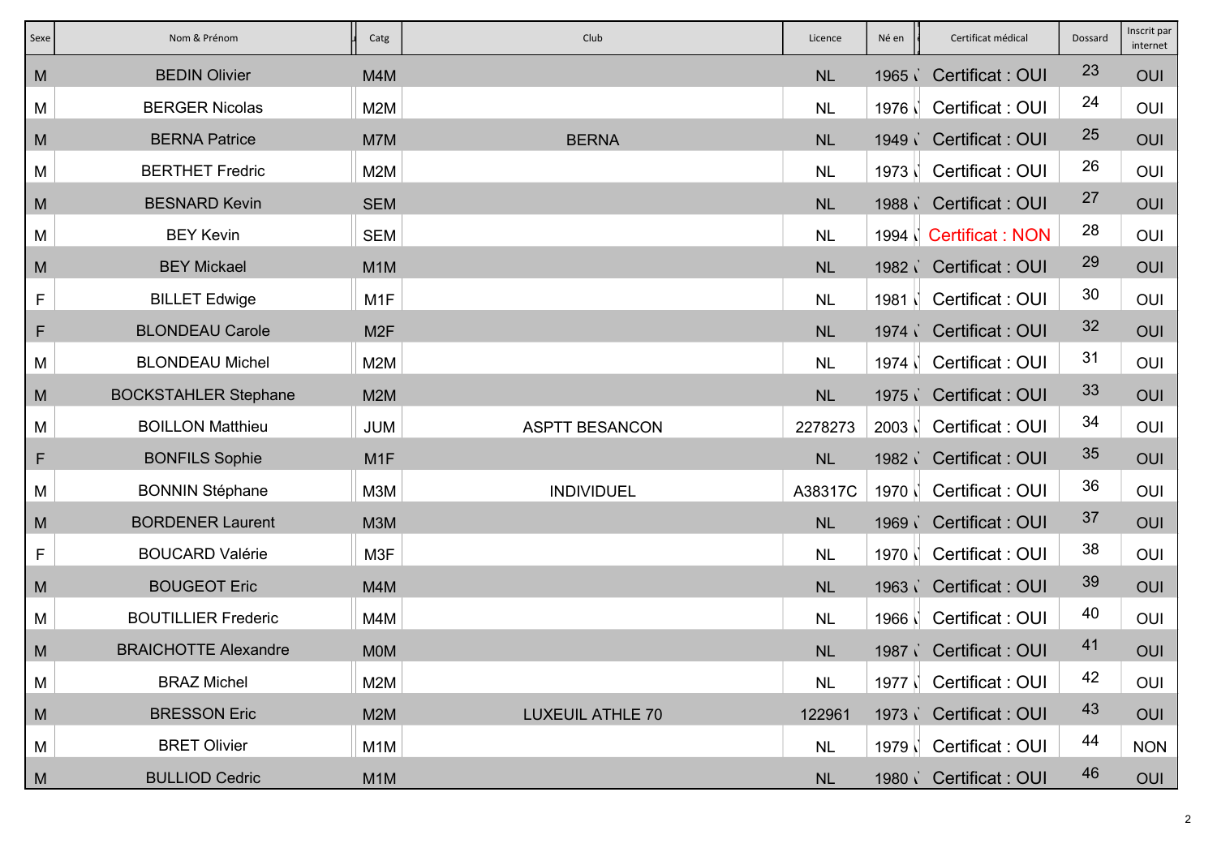| Sexe | Nom & Prénom | Catg | Club | Licence | Né en | Certificat médical | Dossard | Inscrit par internet |
|---|---|---|---|---|---|---|---|---|
| M | BEDIN Olivier | M4M | | NL | 1965 | Certificat : OUI | 23 | OUI |
| M | BERGER Nicolas | M2M | | NL | 1976 | Certificat : OUI | 24 | OUI |
| M | BERNA Patrice | M7M | BERNA | NL | 1949 | Certificat : OUI | 25 | OUI |
| M | BERTHET Fredric | M2M | | NL | 1973 | Certificat : OUI | 26 | OUI |
| M | BESNARD Kevin | SEM | | NL | 1988 | Certificat : OUI | 27 | OUI |
| M | BEY Kevin | SEM | | NL | 1994 | Certificat : NON | 28 | OUI |
| M | BEY Mickael | M1M | | NL | 1982 | Certificat : OUI | 29 | OUI |
| F | BILLET Edwige | M1F | | NL | 1981 | Certificat : OUI | 30 | OUI |
| F | BLONDEAU Carole | M2F | | NL | 1974 | Certificat : OUI | 32 | OUI |
| M | BLONDEAU Michel | M2M | | NL | 1974 | Certificat : OUI | 31 | OUI |
| M | BOCKSTAHLER Stephane | M2M | | NL | 1975 | Certificat : OUI | 33 | OUI |
| M | BOILLON Matthieu | JUM | ASPTT BESANCON | 2278273 | 2003 | Certificat : OUI | 34 | OUI |
| F | BONFILS Sophie | M1F | | NL | 1982 | Certificat : OUI | 35 | OUI |
| M | BONNIN Stéphane | M3M | INDIVIDUEL | A38317C | 1970 | Certificat : OUI | 36 | OUI |
| M | BORDENER Laurent | M3M | | NL | 1969 | Certificat : OUI | 37 | OUI |
| F | BOUCARD Valérie | M3F | | NL | 1970 | Certificat : OUI | 38 | OUI |
| M | BOUGEOT Eric | M4M | | NL | 1963 | Certificat : OUI | 39 | OUI |
| M | BOUTILLIER Frederic | M4M | | NL | 1966 | Certificat : OUI | 40 | OUI |
| M | BRAICHOTTE Alexandre | M0M | | NL | 1987 | Certificat : OUI | 41 | OUI |
| M | BRAZ Michel | M2M | | NL | 1977 | Certificat : OUI | 42 | OUI |
| M | BRESSON Eric | M2M | LUXEUIL ATHLE 70 | 122961 | 1973 | Certificat : OUI | 43 | OUI |
| M | BRET Olivier | M1M | | NL | 1979 | Certificat : OUI | 44 | NON |
| M | BULLIOD Cedric | M1M | | NL | 1980 | Certificat : OUI | 46 | OUI |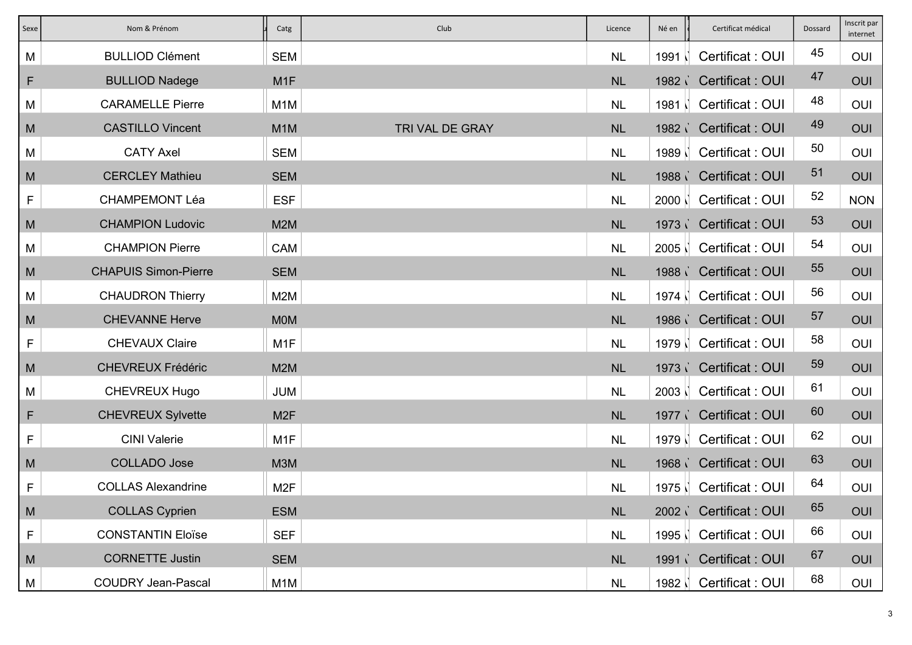| Sexe | Nom & Prénom | Catg | Club | Licence | Né en | Certificat médical | Dossard | Inscrit par internet |
|---|---|---|---|---|---|---|---|---|
| M | BULLIOD Clément | SEM | | NL | 1991 | Certificat : OUI | 45 | OUI |
| F | BULLIOD Nadege | M1F | | NL | 1982 | Certificat : OUI | 47 | OUI |
| M | CARAMELLE Pierre | M1M | | NL | 1981 | Certificat : OUI | 48 | OUI |
| M | CASTILLO Vincent | M1M | TRI VAL DE GRAY | NL | 1982 | Certificat : OUI | 49 | OUI |
| M | CATY Axel | SEM | | NL | 1989 | Certificat : OUI | 50 | OUI |
| M | CERCLEY Mathieu | SEM | | NL | 1988 | Certificat : OUI | 51 | OUI |
| F | CHAMPEMONT Léa | ESF | | NL | 2000 | Certificat : OUI | 52 | NON |
| M | CHAMPION Ludovic | M2M | | NL | 1973 | Certificat : OUI | 53 | OUI |
| M | CHAMPION Pierre | CAM | | NL | 2005 | Certificat : OUI | 54 | OUI |
| M | CHAPUIS Simon-Pierre | SEM | | NL | 1988 | Certificat : OUI | 55 | OUI |
| M | CHAUDRON Thierry | M2M | | NL | 1974 | Certificat : OUI | 56 | OUI |
| M | CHEVANNE Herve | M0M | | NL | 1986 | Certificat : OUI | 57 | OUI |
| F | CHEVAUX Claire | M1F | | NL | 1979 | Certificat : OUI | 58 | OUI |
| M | CHEVREUX Frédéric | M2M | | NL | 1973 | Certificat : OUI | 59 | OUI |
| M | CHEVREUX Hugo | JUM | | NL | 2003 | Certificat : OUI | 61 | OUI |
| F | CHEVREUX Sylvette | M2F | | NL | 1977 | Certificat : OUI | 60 | OUI |
| F | CINI Valerie | M1F | | NL | 1979 | Certificat : OUI | 62 | OUI |
| M | COLLADO Jose | M3M | | NL | 1968 | Certificat : OUI | 63 | OUI |
| F | COLLAS Alexandrine | M2F | | NL | 1975 | Certificat : OUI | 64 | OUI |
| M | COLLAS Cyprien | ESM | | NL | 2002 | Certificat : OUI | 65 | OUI |
| F | CONSTANTIN Eloïse | SEF | | NL | 1995 | Certificat : OUI | 66 | OUI |
| M | CORNETTE Justin | SEM | | NL | 1991 | Certificat : OUI | 67 | OUI |
| M | COUDRY Jean-Pascal | M1M | | NL | 1982 | Certificat : OUI | 68 | OUI |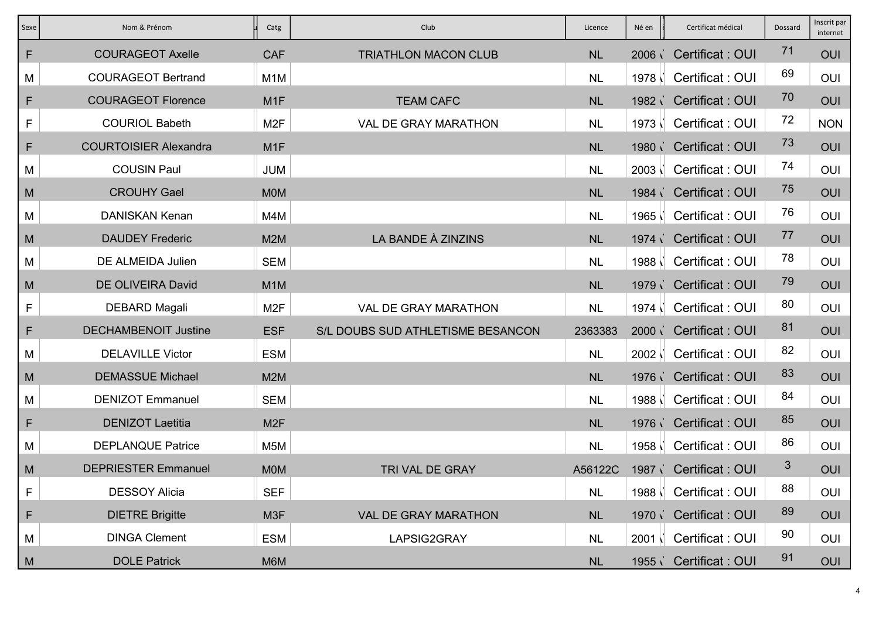| Sexe | Nom & Prénom | Catg | Club | Licence | Né en | Certificat médical | Dossard | Inscrit par internet |
|---|---|---|---|---|---|---|---|---|
| F | COURAGEOT Axelle | CAF | TRIATHLON MACON CLUB | NL | 2006 | Certificat : OUI | 71 | OUI |
| M | COURAGEOT Bertrand | M1M | | NL | 1978 | Certificat : OUI | 69 | OUI |
| F | COURAGEOT Florence | M1F | TEAM CAFC | NL | 1982 | Certificat : OUI | 70 | OUI |
| F | COURIOL Babeth | M2F | VAL DE GRAY MARATHON | NL | 1973 | Certificat : OUI | 72 | NON |
| F | COURTOISIER Alexandra | M1F | | NL | 1980 | Certificat : OUI | 73 | OUI |
| M | COUSIN Paul | JUM | | NL | 2003 | Certificat : OUI | 74 | OUI |
| M | CROUHY Gael | M0M | | NL | 1984 | Certificat : OUI | 75 | OUI |
| M | DANISKAN Kenan | M4M | | NL | 1965 | Certificat : OUI | 76 | OUI |
| M | DAUDEY Frederic | M2M | LA BANDE À ZINZINS | NL | 1974 | Certificat : OUI | 77 | OUI |
| M | DE ALMEIDA Julien | SEM | | NL | 1988 | Certificat : OUI | 78 | OUI |
| M | DE OLIVEIRA David | M1M | | NL | 1979 | Certificat : OUI | 79 | OUI |
| F | DEBARD Magali | M2F | VAL DE GRAY MARATHON | NL | 1974 | Certificat : OUI | 80 | OUI |
| F | DECHAMBENOIT Justine | ESF | S/L DOUBS SUD ATHLETISME BESANCON | 2363383 | 2000 | Certificat : OUI | 81 | OUI |
| M | DELAVILLE Victor | ESM | | NL | 2002 | Certificat : OUI | 82 | OUI |
| M | DEMASSUE Michael | M2M | | NL | 1976 | Certificat : OUI | 83 | OUI |
| M | DENIZOT Emmanuel | SEM | | NL | 1988 | Certificat : OUI | 84 | OUI |
| F | DENIZOT Laetitia | M2F | | NL | 1976 | Certificat : OUI | 85 | OUI |
| M | DEPLANQUE Patrice | M5M | | NL | 1958 | Certificat : OUI | 86 | OUI |
| M | DEPRIESTER Emmanuel | M0M | TRI VAL DE GRAY | A56122C | 1987 | Certificat : OUI | 3 | OUI |
| F | DESSOY Alicia | SEF | | NL | 1988 | Certificat : OUI | 88 | OUI |
| F | DIETRE Brigitte | M3F | VAL DE GRAY MARATHON | NL | 1970 | Certificat : OUI | 89 | OUI |
| M | DINGA Clement | ESM | LAPSIG2GRAY | NL | 2001 | Certificat : OUI | 90 | OUI |
| M | DOLE Patrick | M6M | | NL | 1955 | Certificat : OUI | 91 | OUI |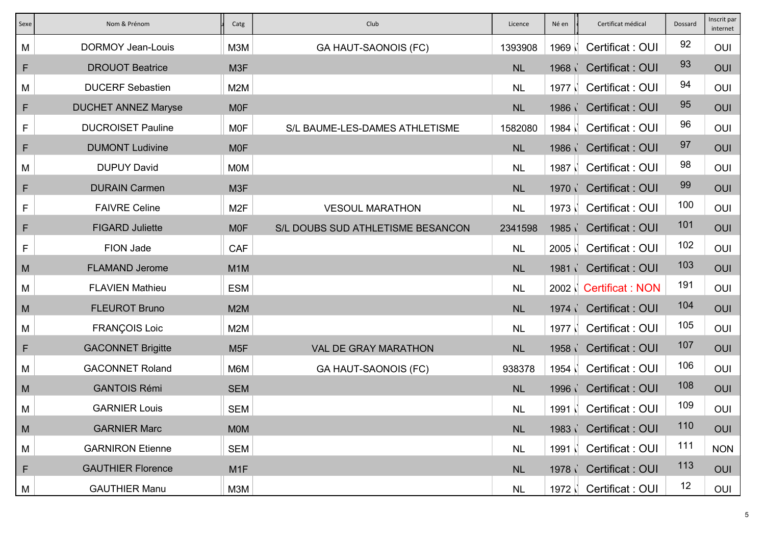| Sexe | Nom & Prénom | Catg | Club | Licence | Né en | Certificat médical | Dossard | Inscrit par internet |
|---|---|---|---|---|---|---|---|---|
| M | DORMOY Jean-Louis | M3M | GA HAUT-SAONOIS (FC) | 1393908 | 1969 | Certificat : OUI | 92 | OUI |
| F | DROUOT Beatrice | M3F | | NL | 1968 | Certificat : OUI | 93 | OUI |
| M | DUCERF Sebastien | M2M | | NL | 1977 | Certificat : OUI | 94 | OUI |
| F | DUCHET ANNEZ Maryse | M0F | | NL | 1986 | Certificat : OUI | 95 | OUI |
| F | DUCROISET Pauline | M0F | S/L BAUME-LES-DAMES ATHLETISME | 1582080 | 1984 | Certificat : OUI | 96 | OUI |
| F | DUMONT Ludivine | M0F | | NL | 1986 | Certificat : OUI | 97 | OUI |
| M | DUPUY David | M0M | | NL | 1987 | Certificat : OUI | 98 | OUI |
| F | DURAIN Carmen | M3F | | NL | 1970 | Certificat : OUI | 99 | OUI |
| F | FAIVRE Celine | M2F | VESOUL MARATHON | NL | 1973 | Certificat : OUI | 100 | OUI |
| F | FIGARD Juliette | M0F | S/L DOUBS SUD ATHLETISME BESANCON | 2341598 | 1985 | Certificat : OUI | 101 | OUI |
| F | FION Jade | CAF | | NL | 2005 | Certificat : OUI | 102 | OUI |
| M | FLAMAND Jerome | M1M | | NL | 1981 | Certificat : OUI | 103 | OUI |
| M | FLAVIEN Mathieu | ESM | | NL | 2002 | Certificat : NON | 191 | OUI |
| M | FLEUROT Bruno | M2M | | NL | 1974 | Certificat : OUI | 104 | OUI |
| M | FRANÇOIS Loic | M2M | | NL | 1977 | Certificat : OUI | 105 | OUI |
| F | GACONNET Brigitte | M5F | VAL DE GRAY MARATHON | NL | 1958 | Certificat : OUI | 107 | OUI |
| M | GACONNET Roland | M6M | GA HAUT-SAONOIS (FC) | 938378 | 1954 | Certificat : OUI | 106 | OUI |
| M | GANTOIS Rémi | SEM | | NL | 1996 | Certificat : OUI | 108 | OUI |
| M | GARNIER Louis | SEM | | NL | 1991 | Certificat : OUI | 109 | OUI |
| M | GARNIER Marc | M0M | | NL | 1983 | Certificat : OUI | 110 | OUI |
| M | GARNIRON Etienne | SEM | | NL | 1991 | Certificat : OUI | 111 | NON |
| F | GAUTHIER Florence | M1F | | NL | 1978 | Certificat : OUI | 113 | OUI |
| M | GAUTHIER Manu | M3M | | NL | 1972 | Certificat : OUI | 12 | OUI |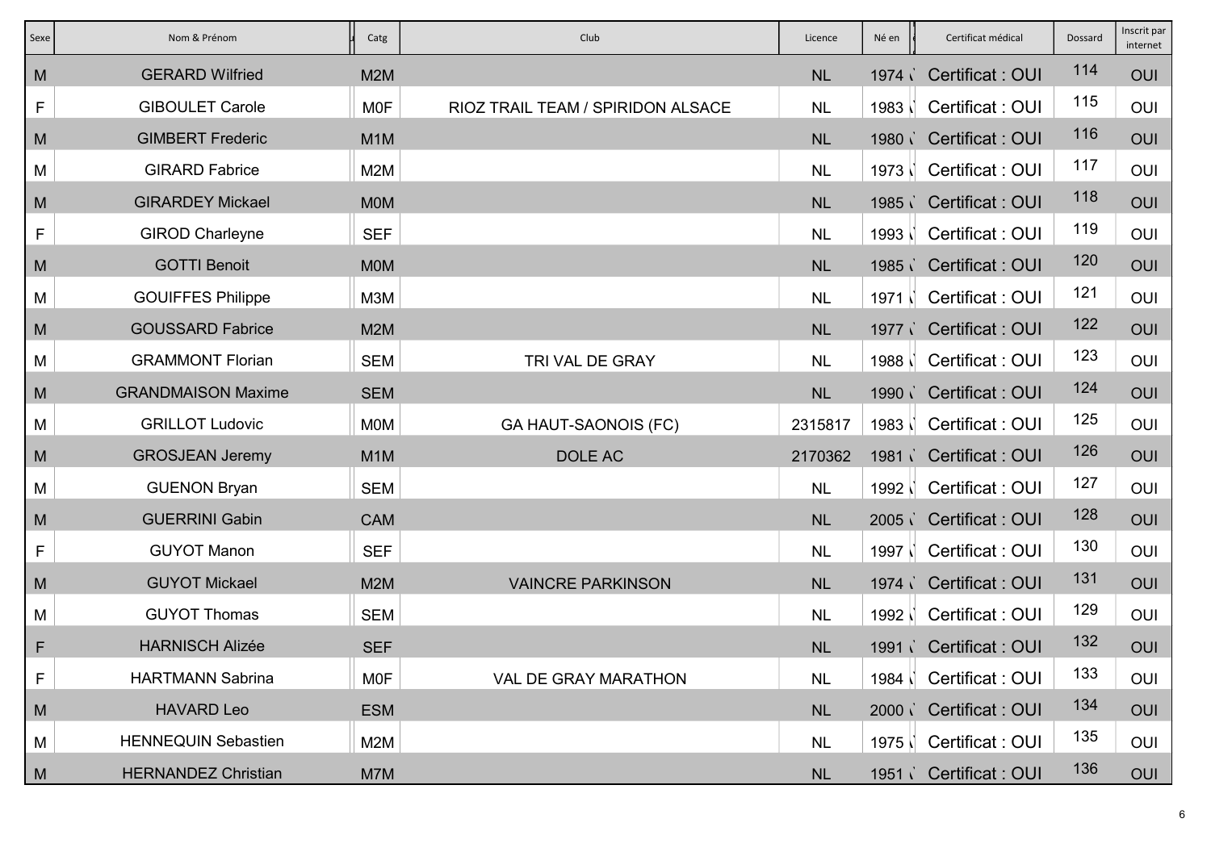| Sexe | Nom & Prénom | Catg | Club | Licence | Né en | Certificat médical | Dossard | Inscrit par internet |
|---|---|---|---|---|---|---|---|---|
| M | GERARD Wilfried | M2M | | NL | 1974 | Certificat : OUI | 114 | OUI |
| F | GIBOULET Carole | M0F | RIOZ TRAIL TEAM / SPIRIDON ALSACE | NL | 1983 | Certificat : OUI | 115 | OUI |
| M | GIMBERT Frederic | M1M | | NL | 1980 | Certificat : OUI | 116 | OUI |
| M | GIRARD Fabrice | M2M | | NL | 1973 | Certificat : OUI | 117 | OUI |
| M | GIRARDEY Mickael | M0M | | NL | 1985 | Certificat : OUI | 118 | OUI |
| F | GIROD Charleyne | SEF | | NL | 1993 | Certificat : OUI | 119 | OUI |
| M | GOTTI Benoit | M0M | | NL | 1985 | Certificat : OUI | 120 | OUI |
| M | GOUIFFES Philippe | M3M | | NL | 1971 | Certificat : OUI | 121 | OUI |
| M | GOUSSARD Fabrice | M2M | | NL | 1977 | Certificat : OUI | 122 | OUI |
| M | GRAMMONT Florian | SEM | TRI VAL DE GRAY | NL | 1988 | Certificat : OUI | 123 | OUI |
| M | GRANDMAISON Maxime | SEM | | NL | 1990 | Certificat : OUI | 124 | OUI |
| M | GRILLOT Ludovic | M0M | GA HAUT-SAONOIS (FC) | 2315817 | 1983 | Certificat : OUI | 125 | OUI |
| M | GROSJEAN Jeremy | M1M | DOLE AC | 2170362 | 1981 | Certificat : OUI | 126 | OUI |
| M | GUENON Bryan | SEM | | NL | 1992 | Certificat : OUI | 127 | OUI |
| M | GUERRINI Gabin | CAM | | NL | 2005 | Certificat : OUI | 128 | OUI |
| F | GUYOT Manon | SEF | | NL | 1997 | Certificat : OUI | 130 | OUI |
| M | GUYOT Mickael | M2M | VAINCRE PARKINSON | NL | 1974 | Certificat : OUI | 131 | OUI |
| M | GUYOT Thomas | SEM | | NL | 1992 | Certificat : OUI | 129 | OUI |
| F | HARNISCH Alizée | SEF | | NL | 1991 | Certificat : OUI | 132 | OUI |
| F | HARTMANN Sabrina | M0F | VAL DE GRAY MARATHON | NL | 1984 | Certificat : OUI | 133 | OUI |
| M | HAVARD Leo | ESM | | NL | 2000 | Certificat : OUI | 134 | OUI |
| M | HENNEQUIN Sebastien | M2M | | NL | 1975 | Certificat : OUI | 135 | OUI |
| M | HERNANDEZ Christian | M7M | | NL | 1951 | Certificat : OUI | 136 | OUI |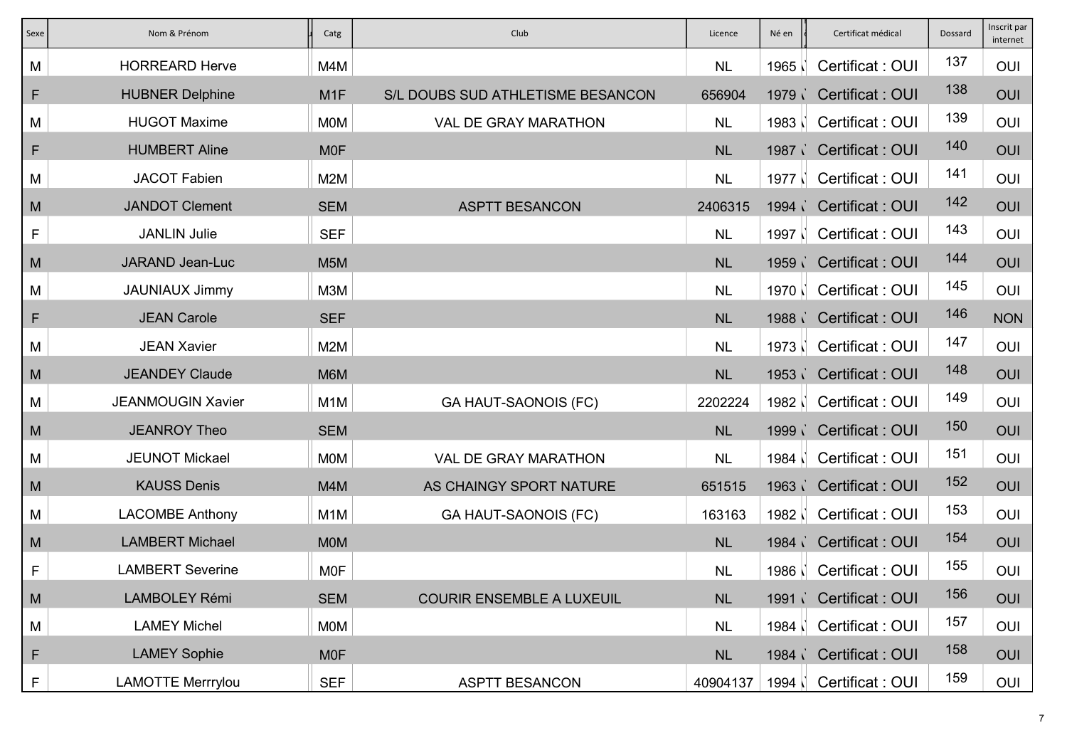| Sexe | Nom & Prénom | Catg | Club | Licence | Né en | Certificat médical | Dossard | Inscrit par internet |
|---|---|---|---|---|---|---|---|---|
| M | HORREARD Herve | M4M | | NL | 1965 | Certificat : OUI | 137 | OUI |
| F | HUBNER Delphine | M1F | S/L DOUBS SUD ATHLETISME BESANCON | 656904 | 1979 | Certificat : OUI | 138 | OUI |
| M | HUGOT Maxime | M0M | VAL DE GRAY MARATHON | NL | 1983 | Certificat : OUI | 139 | OUI |
| F | HUMBERT Aline | M0F | | NL | 1987 | Certificat : OUI | 140 | OUI |
| M | JACOT Fabien | M2M | | NL | 1977 | Certificat : OUI | 141 | OUI |
| M | JANDOT Clement | SEM | ASPTT BESANCON | 2406315 | 1994 | Certificat : OUI | 142 | OUI |
| F | JANLIN Julie | SEF | | NL | 1997 | Certificat : OUI | 143 | OUI |
| M | JARAND Jean-Luc | M5M | | NL | 1959 | Certificat : OUI | 144 | OUI |
| M | JAUNIAUX Jimmy | M3M | | NL | 1970 | Certificat : OUI | 145 | OUI |
| F | JEAN Carole | SEF | | NL | 1988 | Certificat : OUI | 146 | NON |
| M | JEAN Xavier | M2M | | NL | 1973 | Certificat : OUI | 147 | OUI |
| M | JEANDEY Claude | M6M | | NL | 1953 | Certificat : OUI | 148 | OUI |
| M | JEANMOUGIN Xavier | M1M | GA HAUT-SAONOIS (FC) | 2202224 | 1982 | Certificat : OUI | 149 | OUI |
| M | JEANROY Theo | SEM | | NL | 1999 | Certificat : OUI | 150 | OUI |
| M | JEUNOT Mickael | M0M | VAL DE GRAY MARATHON | NL | 1984 | Certificat : OUI | 151 | OUI |
| M | KAUSS Denis | M4M | AS CHAINGY SPORT NATURE | 651515 | 1963 | Certificat : OUI | 152 | OUI |
| M | LACOMBE Anthony | M1M | GA HAUT-SAONOIS (FC) | 163163 | 1982 | Certificat : OUI | 153 | OUI |
| M | LAMBERT Michael | M0M | | NL | 1984 | Certificat : OUI | 154 | OUI |
| F | LAMBERT Severine | M0F | | NL | 1986 | Certificat : OUI | 155 | OUI |
| M | LAMBOLEY Rémi | SEM | COURIR ENSEMBLE A LUXEUIL | NL | 1991 | Certificat : OUI | 156 | OUI |
| M | LAMEY Michel | M0M | | NL | 1984 | Certificat : OUI | 157 | OUI |
| F | LAMEY Sophie | M0F | | NL | 1984 | Certificat : OUI | 158 | OUI |
| F | LAMOTTE Merrrylou | SEF | ASPTT BESANCON | 40904137 | 1994 | Certificat : OUI | 159 | OUI |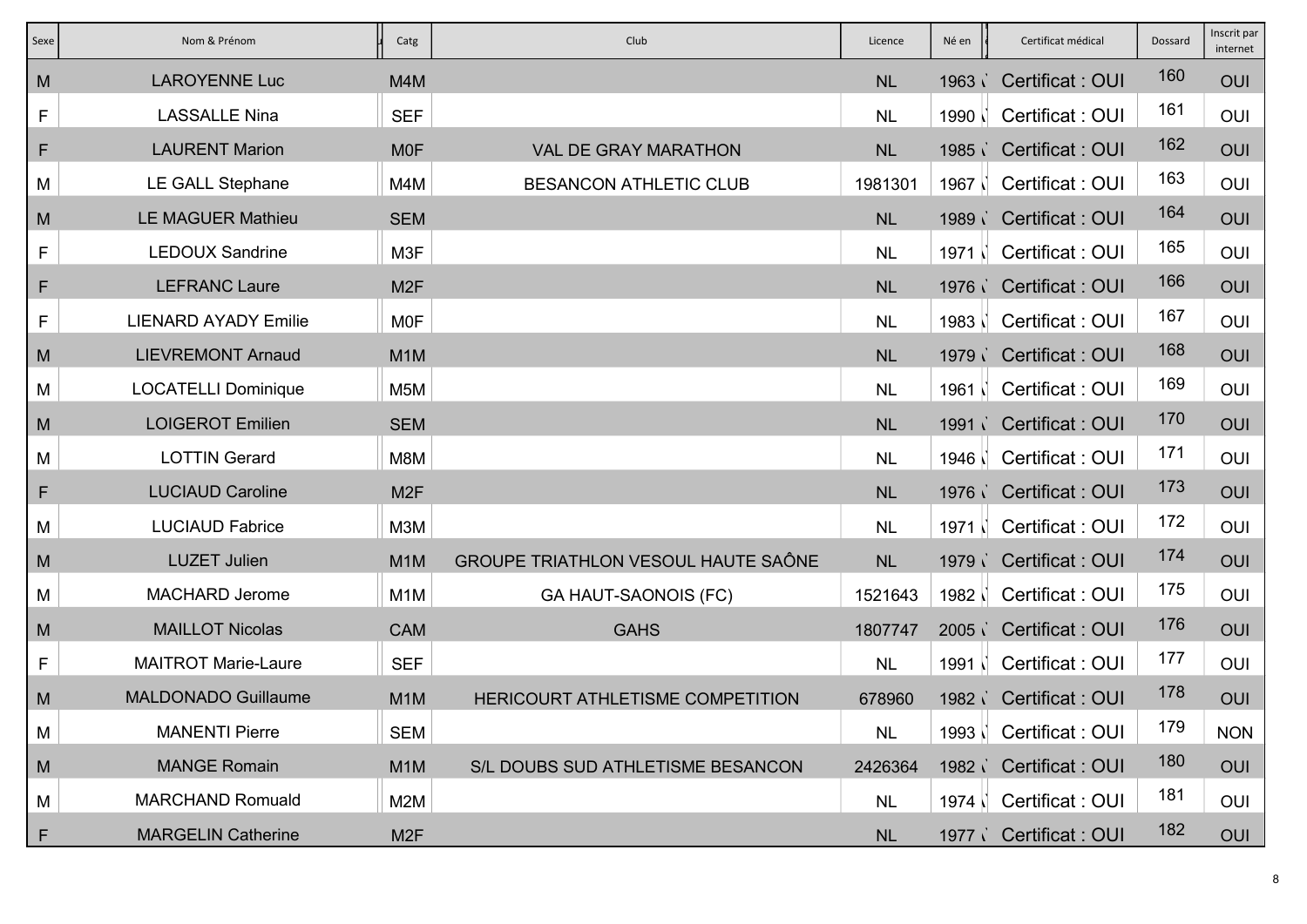| Sexe | Nom & Prénom | Catg | Club | Licence | Né en | Certificat médical | Dossard | Inscrit par internet |
|---|---|---|---|---|---|---|---|---|
| M | LAROYENNE Luc | M4M | | NL | 1963 | Certificat : OUI | 160 | OUI |
| F | LASSALLE Nina | SEF | | NL | 1990 | Certificat : OUI | 161 | OUI |
| F | LAURENT Marion | M0F | VAL DE GRAY MARATHON | NL | 1985 | Certificat : OUI | 162 | OUI |
| M | LE GALL Stephane | M4M | BESANCON ATHLETIC CLUB | 1981301 | 1967 | Certificat : OUI | 163 | OUI |
| M | LE MAGUER Mathieu | SEM | | NL | 1989 | Certificat : OUI | 164 | OUI |
| F | LEDOUX Sandrine | M3F | | NL | 1971 | Certificat : OUI | 165 | OUI |
| F | LEFRANC Laure | M2F | | NL | 1976 | Certificat : OUI | 166 | OUI |
| F | LIENARD AYADY Emilie | M0F | | NL | 1983 | Certificat : OUI | 167 | OUI |
| M | LIEVREMONT Arnaud | M1M | | NL | 1979 | Certificat : OUI | 168 | OUI |
| M | LOCATELLI Dominique | M5M | | NL | 1961 | Certificat : OUI | 169 | OUI |
| M | LOIGEROT Emilien | SEM | | NL | 1991 | Certificat : OUI | 170 | OUI |
| M | LOTTIN Gerard | M8M | | NL | 1946 | Certificat : OUI | 171 | OUI |
| F | LUCIAUD Caroline | M2F | | NL | 1976 | Certificat : OUI | 173 | OUI |
| M | LUCIAUD Fabrice | M3M | | NL | 1971 | Certificat : OUI | 172 | OUI |
| M | LUZET Julien | M1M | GROUPE TRIATHLON VESOUL HAUTE SAÔNE | NL | 1979 | Certificat : OUI | 174 | OUI |
| M | MACHARD Jerome | M1M | GA HAUT-SAONOIS (FC) | 1521643 | 1982 | Certificat : OUI | 175 | OUI |
| M | MAILLOT Nicolas | CAM | GAHS | 1807747 | 2005 | Certificat : OUI | 176 | OUI |
| F | MAITROT Marie-Laure | SEF | | NL | 1991 | Certificat : OUI | 177 | OUI |
| M | MALDONADO Guillaume | M1M | HERICOURT ATHLETISME COMPETITION | 678960 | 1982 | Certificat : OUI | 178 | OUI |
| M | MANENTI Pierre | SEM | | NL | 1993 | Certificat : OUI | 179 | NON |
| M | MANGE Romain | M1M | S/L DOUBS SUD ATHLETISME BESANCON | 2426364 | 1982 | Certificat : OUI | 180 | OUI |
| M | MARCHAND Romuald | M2M | | NL | 1974 | Certificat : OUI | 181 | OUI |
| F | MARGELIN Catherine | M2F | | NL | 1977 | Certificat : OUI | 182 | OUI |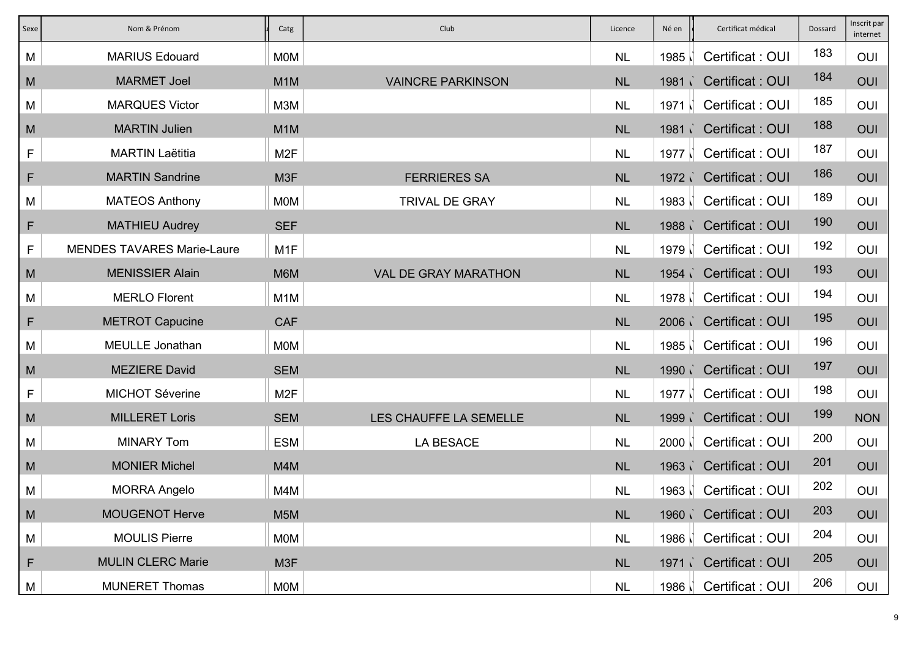| Sexe | Nom & Prénom | Catg | Club | Licence | Né en | Certificat médical | Dossard | Inscrit par internet |
|---|---|---|---|---|---|---|---|---|
| M | MARIUS Edouard | M0M | | NL | 1985 | Certificat : OUI | 183 | OUI |
| M | MARMET Joel | M1M | VAINCRE PARKINSON | NL | 1981 | Certificat : OUI | 184 | OUI |
| M | MARQUES Victor | M3M | | NL | 1971 | Certificat : OUI | 185 | OUI |
| M | MARTIN Julien | M1M | | NL | 1981 | Certificat : OUI | 188 | OUI |
| F | MARTIN Laëtitia | M2F | | NL | 1977 | Certificat : OUI | 187 | OUI |
| F | MARTIN Sandrine | M3F | FERRIERES SA | NL | 1972 | Certificat : OUI | 186 | OUI |
| M | MATEOS Anthony | M0M | TRIVAL DE GRAY | NL | 1983 | Certificat : OUI | 189 | OUI |
| F | MATHIEU Audrey | SEF | | NL | 1988 | Certificat : OUI | 190 | OUI |
| F | MENDES TAVARES Marie-Laure | M1F | | NL | 1979 | Certificat : OUI | 192 | OUI |
| M | MENISSIER Alain | M6M | VAL DE GRAY MARATHON | NL | 1954 | Certificat : OUI | 193 | OUI |
| M | MERLO Florent | M1M | | NL | 1978 | Certificat : OUI | 194 | OUI |
| F | METROT Capucine | CAF | | NL | 2006 | Certificat : OUI | 195 | OUI |
| M | MEULLE Jonathan | M0M | | NL | 1985 | Certificat : OUI | 196 | OUI |
| M | MEZIERE David | SEM | | NL | 1990 | Certificat : OUI | 197 | OUI |
| F | MICHOT Séverine | M2F | | NL | 1977 | Certificat : OUI | 198 | OUI |
| M | MILLERET Loris | SEM | LES CHAUFFE LA SEMELLE | NL | 1999 | Certificat : OUI | 199 | NON |
| M | MINARY Tom | ESM | LA BESACE | NL | 2000 | Certificat : OUI | 200 | OUI |
| M | MONIER Michel | M4M | | NL | 1963 | Certificat : OUI | 201 | OUI |
| M | MORRA Angelo | M4M | | NL | 1963 | Certificat : OUI | 202 | OUI |
| M | MOUGENOT Herve | M5M | | NL | 1960 | Certificat : OUI | 203 | OUI |
| M | MOULIS Pierre | M0M | | NL | 1986 | Certificat : OUI | 204 | OUI |
| F | MULIN CLERC Marie | M3F | | NL | 1971 | Certificat : OUI | 205 | OUI |
| M | MUNERET Thomas | M0M | | NL | 1986 | Certificat : OUI | 206 | OUI |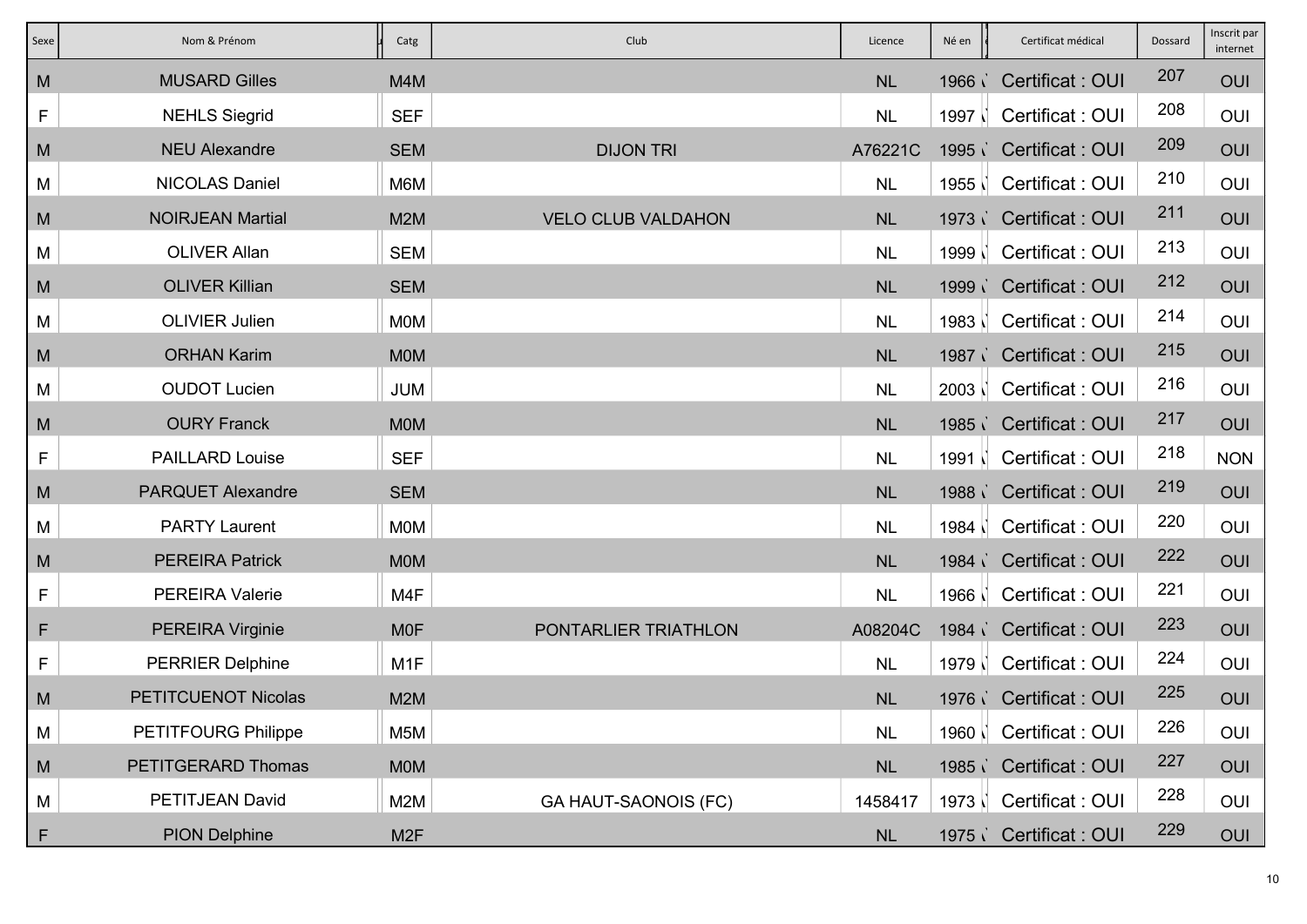| Sexe | Nom & Prénom | Catg | Club | Licence | Né en | Certificat médical | Dossard | Inscrit par internet |
|---|---|---|---|---|---|---|---|---|
| M | MUSARD Gilles | M4M | | NL | 1966 | Certificat : OUI | 207 | OUI |
| F | NEHLS Siegrid | SEF | | NL | 1997 | Certificat : OUI | 208 | OUI |
| M | NEU Alexandre | SEM | DIJON TRI | A76221C | 1995 | Certificat : OUI | 209 | OUI |
| M | NICOLAS Daniel | M6M | | NL | 1955 | Certificat : OUI | 210 | OUI |
| M | NOIRJEAN Martial | M2M | VELO CLUB VALDAHON | NL | 1973 | Certificat : OUI | 211 | OUI |
| M | OLIVER Allan | SEM | | NL | 1999 | Certificat : OUI | 213 | OUI |
| M | OLIVER Killian | SEM | | NL | 1999 | Certificat : OUI | 212 | OUI |
| M | OLIVIER Julien | M0M | | NL | 1983 | Certificat : OUI | 214 | OUI |
| M | ORHAN Karim | M0M | | NL | 1987 | Certificat : OUI | 215 | OUI |
| M | OUDOT Lucien | JUM | | NL | 2003 | Certificat : OUI | 216 | OUI |
| M | OURY Franck | M0M | | NL | 1985 | Certificat : OUI | 217 | OUI |
| F | PAILLARD Louise | SEF | | NL | 1991 | Certificat : OUI | 218 | NON |
| M | PARQUET Alexandre | SEM | | NL | 1988 | Certificat : OUI | 219 | OUI |
| M | PARTY Laurent | M0M | | NL | 1984 | Certificat : OUI | 220 | OUI |
| M | PEREIRA Patrick | M0M | | NL | 1984 | Certificat : OUI | 222 | OUI |
| F | PEREIRA Valerie | M4F | | NL | 1966 | Certificat : OUI | 221 | OUI |
| F | PEREIRA Virginie | M0F | PONTARLIER TRIATHLON | A08204C | 1984 | Certificat : OUI | 223 | OUI |
| F | PERRIER Delphine | M1F | | NL | 1979 | Certificat : OUI | 224 | OUI |
| M | PETITCUENOT Nicolas | M2M | | NL | 1976 | Certificat : OUI | 225 | OUI |
| M | PETITFOURG Philippe | M5M | | NL | 1960 | Certificat : OUI | 226 | OUI |
| M | PETITGERARD Thomas | M0M | | NL | 1985 | Certificat : OUI | 227 | OUI |
| M | PETITJEAN David | M2M | GA HAUT-SAONOIS (FC) | 1458417 | 1973 | Certificat : OUI | 228 | OUI |
| F | PION Delphine | M2F | | NL | 1975 | Certificat : OUI | 229 | OUI |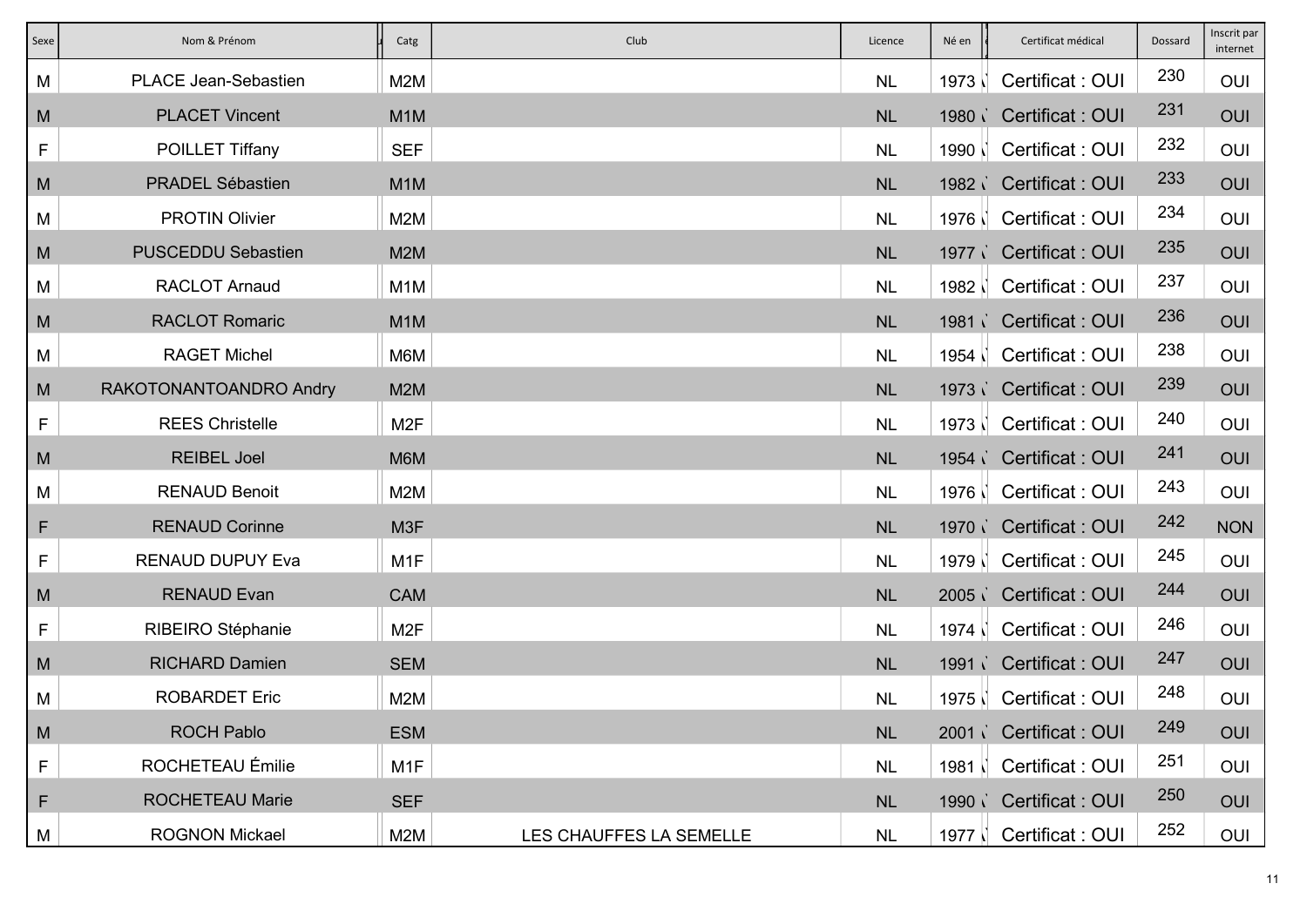| Sexe | Nom & Prénom | Catg | Club | Licence | Né en | Certificat médical | Dossard | Inscrit par internet |
|---|---|---|---|---|---|---|---|---|
| M | PLACE Jean-Sebastien | M2M | | NL | 1973 | Certificat : OUI | 230 | OUI |
| M | PLACET Vincent | M1M | | NL | 1980 | Certificat : OUI | 231 | OUI |
| F | POILLET Tiffany | SEF | | NL | 1990 | Certificat : OUI | 232 | OUI |
| M | PRADEL Sébastien | M1M | | NL | 1982 | Certificat : OUI | 233 | OUI |
| M | PROTIN Olivier | M2M | | NL | 1976 | Certificat : OUI | 234 | OUI |
| M | PUSCEDDU Sebastien | M2M | | NL | 1977 | Certificat : OUI | 235 | OUI |
| M | RACLOT Arnaud | M1M | | NL | 1982 | Certificat : OUI | 237 | OUI |
| M | RACLOT Romaric | M1M | | NL | 1981 | Certificat : OUI | 236 | OUI |
| M | RAGET Michel | M6M | | NL | 1954 | Certificat : OUI | 238 | OUI |
| M | RAKOTONANTOANDRO Andry | M2M | | NL | 1973 | Certificat : OUI | 239 | OUI |
| F | REES Christelle | M2F | | NL | 1973 | Certificat : OUI | 240 | OUI |
| M | REIBEL Joel | M6M | | NL | 1954 | Certificat : OUI | 241 | OUI |
| M | RENAUD Benoit | M2M | | NL | 1976 | Certificat : OUI | 243 | OUI |
| F | RENAUD Corinne | M3F | | NL | 1970 | Certificat : OUI | 242 | NON |
| F | RENAUD DUPUY Eva | M1F | | NL | 1979 | Certificat : OUI | 245 | OUI |
| M | RENAUD Evan | CAM | | NL | 2005 | Certificat : OUI | 244 | OUI |
| F | RIBEIRO Stéphanie | M2F | | NL | 1974 | Certificat : OUI | 246 | OUI |
| M | RICHARD Damien | SEM | | NL | 1991 | Certificat : OUI | 247 | OUI |
| M | ROBARDET Eric | M2M | | NL | 1975 | Certificat : OUI | 248 | OUI |
| M | ROCH Pablo | ESM | | NL | 2001 | Certificat : OUI | 249 | OUI |
| F | ROCHETEAU Émilie | M1F | | NL | 1981 | Certificat : OUI | 251 | OUI |
| F | ROCHETEAU Marie | SEF | | NL | 1990 | Certificat : OUI | 250 | OUI |
| M | ROGNON Mickael | M2M | LES CHAUFFES LA SEMELLE | NL | 1977 | Certificat : OUI | 252 | OUI |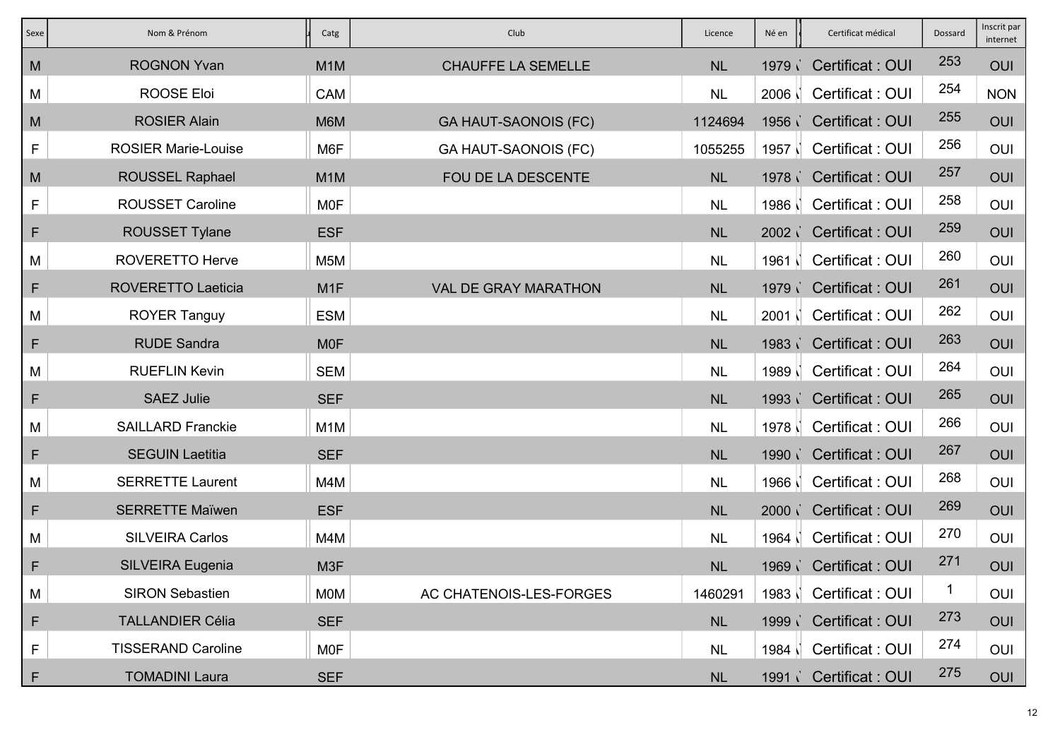| Sexe | Nom & Prénom | Catg | Club | Licence | Né en | Certificat médical | Dossard | Inscrit par internet |
|---|---|---|---|---|---|---|---|---|
| M | ROGNON Yvan | M1M | CHAUFFE LA SEMELLE | NL | 1979 | Certificat : OUI | 253 | OUI |
| M | ROOSE Eloi | CAM | | NL | 2006 | Certificat : OUI | 254 | NON |
| M | ROSIER Alain | M6M | GA HAUT-SAONOIS (FC) | 1124694 | 1956 | Certificat : OUI | 255 | OUI |
| F | ROSIER Marie-Louise | M6F | GA HAUT-SAONOIS (FC) | 1055255 | 1957 | Certificat : OUI | 256 | OUI |
| M | ROUSSEL Raphael | M1M | FOU DE LA DESCENTE | NL | 1978 | Certificat : OUI | 257 | OUI |
| F | ROUSSET Caroline | M0F | | NL | 1986 | Certificat : OUI | 258 | OUI |
| F | ROUSSET Tylane | ESF | | NL | 2002 | Certificat : OUI | 259 | OUI |
| M | ROVERETTO Herve | M5M | | NL | 1961 | Certificat : OUI | 260 | OUI |
| F | ROVERETTO Laeticia | M1F | VAL DE GRAY MARATHON | NL | 1979 | Certificat : OUI | 261 | OUI |
| M | ROYER Tanguy | ESM | | NL | 2001 | Certificat : OUI | 262 | OUI |
| F | RUDE Sandra | M0F | | NL | 1983 | Certificat : OUI | 263 | OUI |
| M | RUEFLIN Kevin | SEM | | NL | 1989 | Certificat : OUI | 264 | OUI |
| F | SAEZ Julie | SEF | | NL | 1993 | Certificat : OUI | 265 | OUI |
| M | SAILLARD Franckie | M1M | | NL | 1978 | Certificat : OUI | 266 | OUI |
| F | SEGUIN Laetitia | SEF | | NL | 1990 | Certificat : OUI | 267 | OUI |
| M | SERRETTE Laurent | M4M | | NL | 1966 | Certificat : OUI | 268 | OUI |
| F | SERRETTE Maïwen | ESF | | NL | 2000 | Certificat : OUI | 269 | OUI |
| M | SILVEIRA Carlos | M4M | | NL | 1964 | Certificat : OUI | 270 | OUI |
| F | SILVEIRA Eugenia | M3F | | NL | 1969 | Certificat : OUI | 271 | OUI |
| M | SIRON Sebastien | M0M | AC CHATENOIS-LES-FORGES | 1460291 | 1983 | Certificat : OUI | 1 | OUI |
| F | TALLANDIER Célia | SEF | | NL | 1999 | Certificat : OUI | 273 | OUI |
| F | TISSERAND Caroline | M0F | | NL | 1984 | Certificat : OUI | 274 | OUI |
| F | TOMADINI Laura | SEF | | NL | 1991 | Certificat : OUI | 275 | OUI |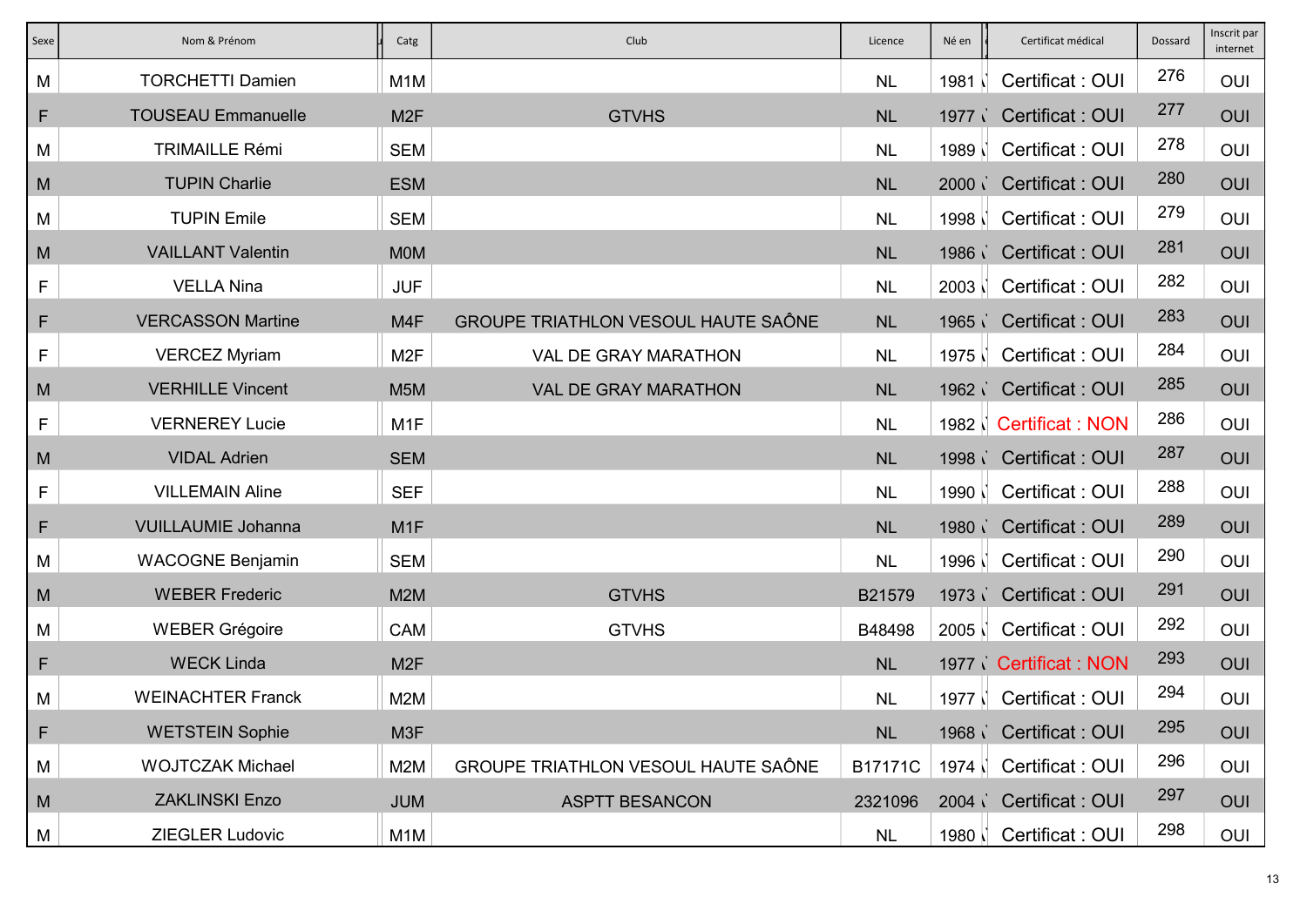| Sexe | Nom & Prénom | Catg | Club | Licence | Né en | Certificat médical | Dossard | Inscrit par internet |
|---|---|---|---|---|---|---|---|---|
| M | TORCHETTI Damien | M1M | | NL | 1981 | Certificat : OUI | 276 | OUI |
| F | TOUSEAU Emmanuelle | M2F | GTVHS | NL | 1977 | Certificat : OUI | 277 | OUI |
| M | TRIMAILLE Rémi | SEM | | NL | 1989 | Certificat : OUI | 278 | OUI |
| M | TUPIN Charlie | ESM | | NL | 2000 | Certificat : OUI | 280 | OUI |
| M | TUPIN Emile | SEM | | NL | 1998 | Certificat : OUI | 279 | OUI |
| M | VAILLANT Valentin | M0M | | NL | 1986 | Certificat : OUI | 281 | OUI |
| F | VELLA Nina | JUF | | NL | 2003 | Certificat : OUI | 282 | OUI |
| F | VERCASSON Martine | M4F | GROUPE TRIATHLON VESOUL HAUTE SAÔNE | NL | 1965 | Certificat : OUI | 283 | OUI |
| F | VERCEZ Myriam | M2F | VAL DE GRAY MARATHON | NL | 1975 | Certificat : OUI | 284 | OUI |
| M | VERHILLE Vincent | M5M | VAL DE GRAY MARATHON | NL | 1962 | Certificat : OUI | 285 | OUI |
| F | VERNEREY Lucie | M1F | | NL | 1982 | Certificat : NON | 286 | OUI |
| M | VIDAL Adrien | SEM | | NL | 1998 | Certificat : OUI | 287 | OUI |
| F | VILLEMAIN Aline | SEF | | NL | 1990 | Certificat : OUI | 288 | OUI |
| F | VUILLAUMIE Johanna | M1F | | NL | 1980 | Certificat : OUI | 289 | OUI |
| M | WACOGNE Benjamin | SEM | | NL | 1996 | Certificat : OUI | 290 | OUI |
| M | WEBER Frederic | M2M | GTVHS | B21579 | 1973 | Certificat : OUI | 291 | OUI |
| M | WEBER Grégoire | CAM | GTVHS | B48498 | 2005 | Certificat : OUI | 292 | OUI |
| F | WECK Linda | M2F | | NL | 1977 | Certificat : NON | 293 | OUI |
| M | WEINACHTER Franck | M2M | | NL | 1977 | Certificat : OUI | 294 | OUI |
| F | WETSTEIN Sophie | M3F | | NL | 1968 | Certificat : OUI | 295 | OUI |
| M | WOJTCZAK Michael | M2M | GROUPE TRIATHLON VESOUL HAUTE SAÔNE | B17171C | 1974 | Certificat : OUI | 296 | OUI |
| M | ZAKLINSKI Enzo | JUM | ASPTT BESANCON | 2321096 | 2004 | Certificat : OUI | 297 | OUI |
| M | ZIEGLER Ludovic | M1M | | NL | 1980 | Certificat : OUI | 298 | OUI |